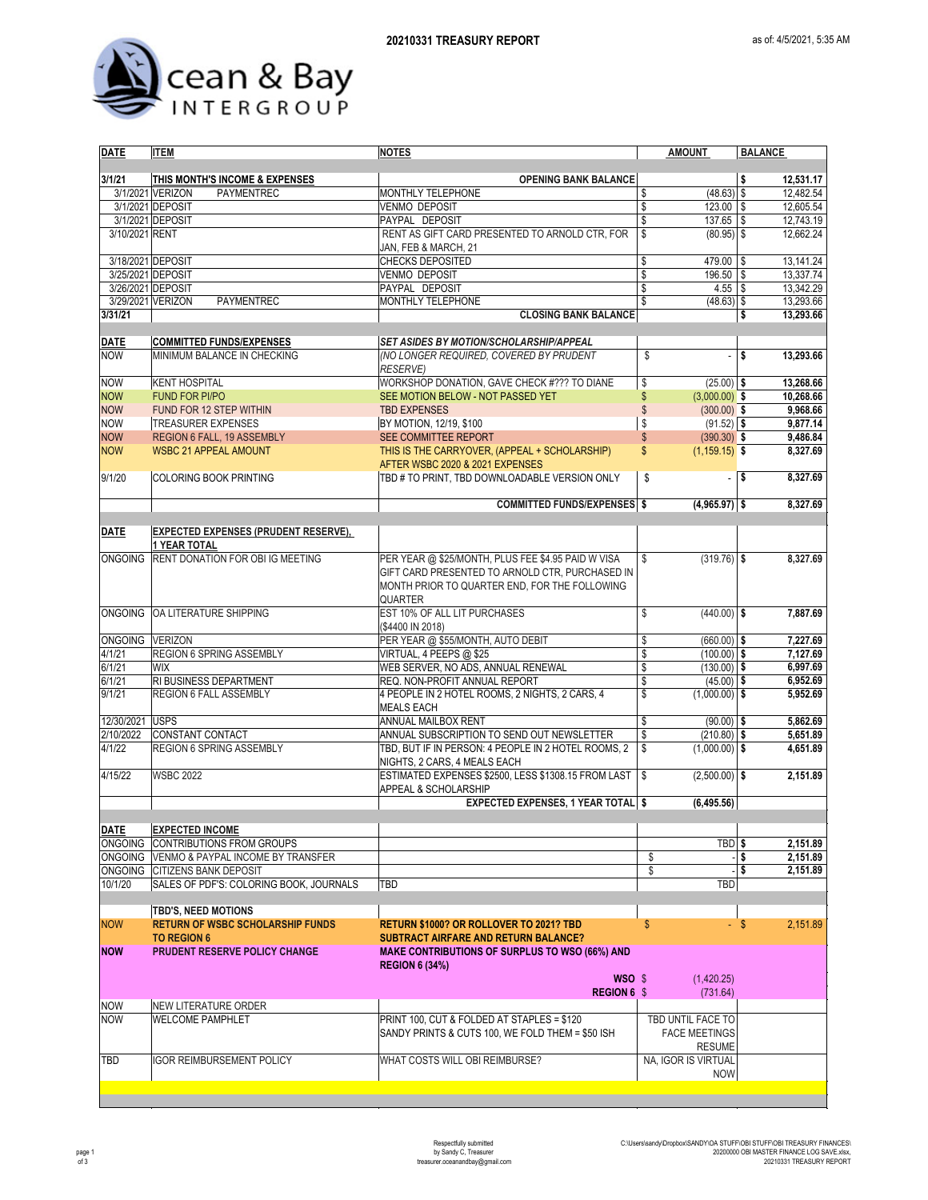# 20210331 TREASURY REPORT

as of: 4/5/2021, 5:35 AM

Ocean & Bay INTERGROUP

| DATE | ITEM | NOTES | AMOUNT | BALANCE |
|---|---|---|---|---|
| 3/1/21 | **THIS MONTH'S INCOME & EXPENSES** | **OPENING BANK BALANCE** | | $ 12,531.17 |
| 3/1/2021 | VERIZON PAYMENTREC | MONTHLY TELEPHONE | $ (48.63) | $ 12,482.54 |
| 3/1/2021 | DEPOSIT | VENMO DEPOSIT | $ 123.00 | $ 12,605.54 |
| 3/1/2021 | DEPOSIT | PAYPAL DEPOSIT | $ 137.65 | $ 12,743.19 |
| 3/10/2021 | RENT | RENT AS GIFT CARD PRESENTED TO ARNOLD CTR, FOR JAN, FEB & MARCH, 21 | $ (80.95) | $ 12,662.24 |
| 3/18/2021 | DEPOSIT | CHECKS DEPOSITED | $ 479.00 | $ 13,141.24 |
| 3/25/2021 | DEPOSIT | VENMO DEPOSIT | $ 196.50 | $ 13,337.74 |
| 3/26/2021 | DEPOSIT | PAYPAL DEPOSIT | $ 4.55 | $ 13,342.29 |
| 3/29/2021 | VERIZON PAYMENTREC | MONTHLY TELEPHONE | $ (48.63) | $ 13,293.66 |
| 3/31/21 | | **CLOSING BANK BALANCE** | | **$ 13,293.66** |
| **DATE** | **COMMITTED FUNDS/EXPENSES** | ***SET ASIDES BY MOTION/SCHOLARSHIP/APPEAL*** | | |
| NOW | MINIMUM BALANCE IN CHECKING | *(NO LONGER REQUIRED, COVERED BY PRUDENT RESERVE)* | $ - | **$ 13,293.66** |
| NOW | KENT HOSPITAL | WORKSHOP DONATION, GAVE CHECK #??? TO DIANE | $ (25.00) | **$ 13,268.66** |
| NOW | FUND FOR PI/PO | SEE MOTION BELOW - NOT PASSED YET | $ (3,000.00) | **$ 10,268.66** |
| NOW | FUND FOR 12 STEP WITHIN | TBD EXPENSES | $ (300.00) | **$ 9,968.66** |
| NOW | TREASURER EXPENSES | BY MOTION, 12/19, $100 | $ (91.52) | **$ 9,877.14** |
| NOW | REGION 6 FALL, 19 ASSEMBLY | SEE COMMITTEE REPORT | $ (390.30) | **$ 9,486.84** |
| NOW | WSBC 21 APPEAL AMOUNT | THIS IS THE CARRYOVER, (APPEAL + SCHOLARSHIP) AFTER WSBC 2020 & 2021 EXPENSES | $ (1,159.15) | **$ 8,327.69** |
| 9/1/20 | COLORING BOOK PRINTING | TBD # TO PRINT, TBD DOWNLOADABLE VERSION ONLY | $ - | **$ 8,327.69** |
| | | **COMMITTED FUNDS/EXPENSES** | **$ (4,965.97)** | **$ 8,327.69** |
| **DATE** | **EXPECTED EXPENSES (PRUDENT RESERVE), 1 YEAR TOTAL** | | | |
| ONGOING | RENT DONATION FOR OBI IG MEETING | PER YEAR @ $25/MONTH, PLUS FEE $4.95 PAID W VISA GIFT CARD PRESENTED TO ARNOLD CTR, PURCHASED IN MONTH PRIOR TO QUARTER END, FOR THE FOLLOWING QUARTER | $ (319.76) | **$ 8,327.69** |
| ONGOING | OA LITERATURE SHIPPING | EST 10% OF ALL LIT PURCHASES ($4400 IN 2018) | $ (440.00) | **$ 7,887.69** |
| ONGOING | VERIZON | PER YEAR @ $55/MONTH, AUTO DEBIT | $ (660.00) | **$ 7,227.69** |
| 4/1/21 | REGION 6 SPRING ASSEMBLY | VIRTUAL, 4 PEEPS @ $25 | $ (100.00) | **$ 7,127.69** |
| 6/1/21 | WIX | WEB SERVER, NO ADS, ANNUAL RENEWAL | $ (130.00) | **$ 6,997.69** |
| 6/1/21 | RI BUSINESS DEPARTMENT | REQ. NON-PROFIT ANNUAL REPORT | $ (45.00) | **$ 6,952.69** |
| 9/1/21 | REGION 6 FALL ASSEMBLY | 4 PEOPLE IN 2 HOTEL ROOMS, 2 NIGHTS, 2 CARS, 4 MEALS EACH | $ (1,000.00) | **$ 5,952.69** |
| 12/30/2021 | USPS | ANNUAL MAILBOX RENT | $ (90.00) | **$ 5,862.69** |
| 2/10/2022 | CONSTANT CONTACT | ANNUAL SUBSCRIPTION TO SEND OUT NEWSLETTER | $ (210.80) | **$ 5,651.89** |
| 4/1/22 | REGION 6 SPRING ASSEMBLY | TBD, BUT IF IN PERSON: 4 PEOPLE IN 2 HOTEL ROOMS, 2 NIGHTS, 2 CARS, 4 MEALS EACH | $ (1,000.00) | **$ 4,651.89** |
| 4/15/22 | WSBC 2022 | ESTIMATED EXPENSES $2500, LESS $1308.15 FROM LAST APPEAL & SCHOLARSHIP | $ (2,500.00) | **$ 2,151.89** |
| | | **EXPECTED EXPENSES, 1 YEAR TOTAL** | **$ (6,495.56)** | |
| **DATE** | **EXPECTED INCOME** | | | |
| ONGOING | CONTRIBUTIONS FROM GROUPS | | TBD | **$ 2,151.89** |
| ONGOING | VENMO & PAYPAL INCOME BY TRANSFER | | $ - | **$ 2,151.89** |
| ONGOING | CITIZENS BANK DEPOSIT | | $ - | **$ 2,151.89** |
| 10/1/20 | SALES OF PDF'S: COLORING BOOK, JOURNALS | TBD | TBD | |
| | **TBD'S, NEED MOTIONS** | | | |
| **NOW** | **RETURN OF WSBC SCHOLARSHIP FUNDS TO REGION 6** | **RETURN $1000? OR ROLLOVER TO 2021? TBD SUBTRACT AIRFARE AND RETURN BALANCE?** | $ - | $ 2,151.89 |
| **NOW** | **PRUDENT RESERVE POLICY CHANGE** | **MAKE CONTRIBUTIONS OF SURPLUS TO WSO (66%) AND REGION 6 (34%)** | | |
| | | **WSO** | $ (1,420.25) | |
| | | **REGION 6** | $ (731.64) | |
| NOW | NEW LITERATURE ORDER | | | |
| NOW | WELCOME PAMPHLET | PRINT 100, CUT & FOLDED AT STAPLES = $120 SANDY PRINTS & CUTS 100, WE FOLD THEM = $50 ISH | TBD UNTIL FACE TO FACE MEETINGS RESUME | |
| TBD | IGOR REIMBURSEMENT POLICY | WHAT COSTS WILL OBI REIMBURSE? | NA, IGOR IS VIRTUAL NOW | |

Respectfully submitted
by Sandy C, Treasurer
treasurer.oceanandbay@gmail.com

C:\Users\sandy\Dropbox\SANDY\OA STUFF\OBI STUFF\OBI TREASURY FINANCES\20200000 OBI MASTER FINANCE LOG SAVE.xlsx, 20210331 TREASURY REPORT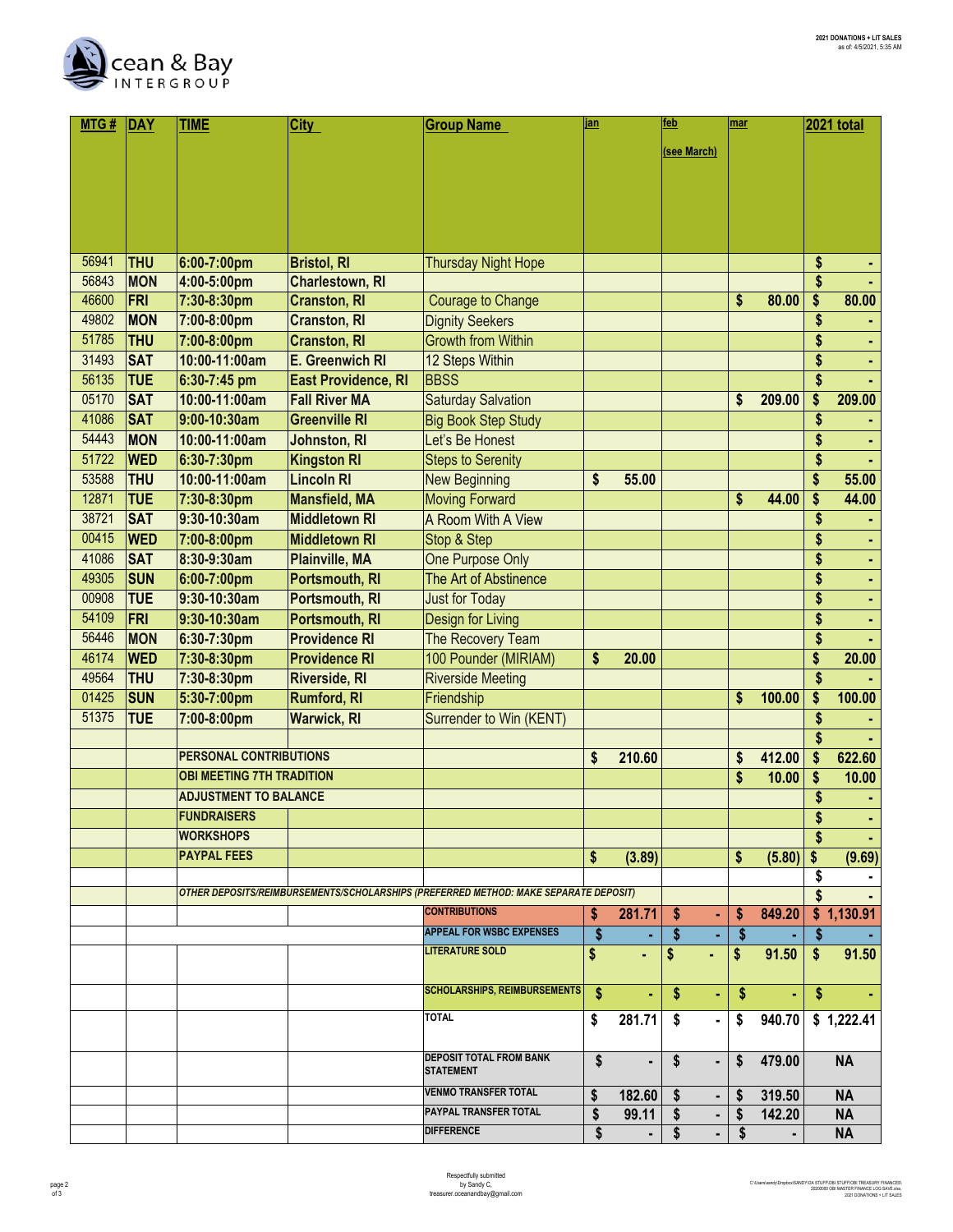**2021 DONATIONS + LIT SALES**
as of: 4/5/2021, 5:35 AM

| MTG # | DAY | TIME | City | Group Name | jan | feb (see March) | mar | 2021 total |
|---|---|---|---|---|---|---|---|---|
| 56941 | THU | 6:00-7:00pm | Bristol, RI | Thursday Night Hope | | | | $ - |
| 56843 | MON | 4:00-5:00pm | Charlestown, RI | | | | | $ - |
| 46600 | FRI | 7:30-8:30pm | Cranston, RI | Courage to Change | | | $ 80.00 | $ 80.00 |
| 49802 | MON | 7:00-8:00pm | Cranston, RI | Dignity Seekers | | | | $ - |
| 51785 | THU | 7:00-8:00pm | Cranston, RI | Growth from Within | | | | $ - |
| 31493 | SAT | 10:00-11:00am | E. Greenwich RI | 12 Steps Within | | | | $ - |
| 56135 | TUE | 6:30-7:45 pm | East Providence, RI | BBSS | | | | $ - |
| 05170 | SAT | 10:00-11:00am | Fall River MA | Saturday Salvation | | | $ 209.00 | $ 209.00 |
| 41086 | SAT | 9:00-10:30am | Greenville RI | Big Book Step Study | | | | $ - |
| 54443 | MON | 10:00-11:00am | Johnston, RI | Let's Be Honest | | | | $ - |
| 51722 | WED | 6:30-7:30pm | Kingston RI | Steps to Serenity | | | | $ - |
| 53588 | THU | 10:00-11:00am | Lincoln RI | New Beginning | $ 55.00 | | | $ 55.00 |
| 12871 | TUE | 7:30-8:30pm | Mansfield, MA | Moving Forward | | | $ 44.00 | $ 44.00 |
| 38721 | SAT | 9:30-10:30am | Middletown RI | A Room With A View | | | | $ - |
| 00415 | WED | 7:00-8:00pm | Middletown RI | Stop & Step | | | | $ - |
| 41086 | SAT | 8:30-9:30am | Plainville, MA | One Purpose Only | | | | $ - |
| 49305 | SUN | 6:00-7:00pm | Portsmouth, RI | The Art of Abstinence | | | | $ - |
| 00908 | TUE | 9:30-10:30am | Portsmouth, RI | Just for Today | | | | $ - |
| 54109 | FRI | 9:30-10:30am | Portsmouth, RI | Design for Living | | | | $ - |
| 56446 | MON | 6:30-7:30pm | Providence RI | The Recovery Team | | | | $ - |
| 46174 | WED | 7:30-8:30pm | Providence RI | 100 Pounder (MIRIAM) | $ 20.00 | | | $ 20.00 |
| 49564 | THU | 7:30-8:30pm | Riverside, RI | Riverside Meeting | | | | $ - |
| 01425 | SUN | 5:30-7:00pm | Rumford, RI | Friendship | | | $ 100.00 | $ 100.00 |
| 51375 | TUE | 7:00-8:00pm | Warwick, RI | Surrender to Win (KENT) | | | | $ - |
| | | | | | | | | $ - |
| | | PERSONAL CONTRIBUTIONS | | | $ 210.60 | | $ 412.00 | $ 622.60 |
| | | OBI MEETING 7TH TRADITION | | | | | $ 10.00 | $ 10.00 |
| | | ADJUSTMENT TO BALANCE | | | | | | $ - |
| | | FUNDRAISERS | | | | | | $ - |
| | | WORKSHOPS | | | | | | $ - |
| | | PAYPAL FEES | | | $ (3.89) | | $ (5.80) | $ (9.69) |
| | | | | | | | | $ - |
| | | *OTHER DEPOSITS/REIMBURSEMENTS/SCHOLARSHIPS (PREFERRED METHOD: MAKE SEPARATE DEPOSIT)* | | | | | | $ - |
| | | | | CONTRIBUTIONS | $ 281.71 | $ - | $ 849.20 | $ 1,130.91 |
| | | | | APPEAL FOR WSBC EXPENSES | $ - | $ - | $ - | $ - |
| | | | | LITERATURE SOLD | $ - | $ - | $ 91.50 | $ 91.50 |
| | | | | SCHOLARSHIPS, REIMBURSEMENTS | $ - | $ - | $ - | $ - |
| | | | | TOTAL | $ 281.71 | $ - | $ 940.70 | $ 1,222.41 |
| | | | | DEPOSIT TOTAL FROM BANK STATEMENT | $ - | $ - | $ 479.00 | NA |
| | | | | VENMO TRANSFER TOTAL | $ 182.60 | $ - | $ 319.50 | NA |
| | | | | PAYPAL TRANSFER TOTAL | $ 99.11 | $ - | $ 142.20 | NA |
| | | | | DIFFERENCE | $ - | $ - | $ - | NA |

Respectfully submitted
by Sandy C,
treasurer.oceanandbay@gmail.com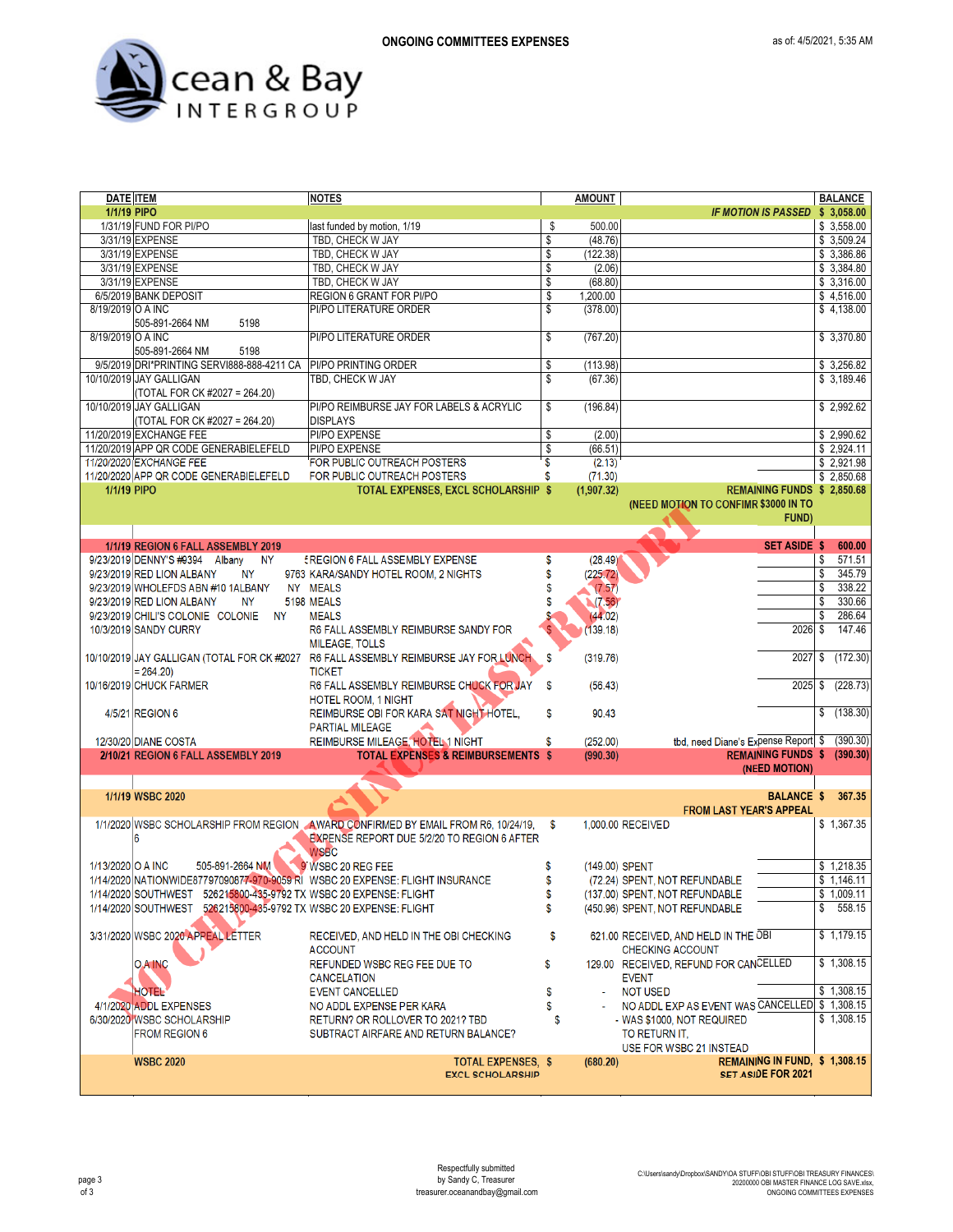**ONGOING COMMITTEES EXPENSES** as of: 4/5/2021, 5:35 AM

Ocean & Bay INTERGROUP

NO CHANGES SINCE LAST REPORT

| DATE | ITEM | NOTES | | AMOUNT | | BALANCE |
|---|---|---|---|---|---|---|
| 1/1/19 | PIPO | | | | *IF MOTION IS PASSED* | $ 3,058.00 |
| 1/31/19 | FUND FOR PI/PO | last funded by motion, 1/19 | $ | 500.00 | | $ 3,558.00 |
| 3/31/19 | EXPENSE | TBD, CHECK W JAY | $ | (48.76) | | $ 3,509.24 |
| 3/31/19 | EXPENSE | TBD, CHECK W JAY | $ | (122.38) | | $ 3,386.86 |
| 3/31/19 | EXPENSE | TBD, CHECK W JAY | $ | (2.06) | | $ 3,384.80 |
| 3/31/19 | EXPENSE | TBD, CHECK W JAY | $ | (68.80) | | $ 3,316.00 |
| 6/5/2019 | BANK DEPOSIT | REGION 6 GRANT FOR PI/PO | $ | 1,200.00 | | $ 4,516.00 |
| 8/19/2019 | O A INC 505-891-2664 NM 5198 | PI/PO LITERATURE ORDER | $ | (378.00) | | $ 4,138.00 |
| 8/19/2019 | O A INC 505-891-2664 NM 5198 | PI/PO LITERATURE ORDER | $ | (767.20) | | $ 3,370.80 |
| 9/5/2019 | DRI*PRINTING SERVI888-888-4211 CA | PI/PO PRINTING ORDER | $ | (113.98) | | $ 3,256.82 |
| 10/10/2019 | JAY GALLIGAN (TOTAL FOR CK #2027 = 264.20) | TBD, CHECK W JAY | $ | (67.36) | | $ 3,189.46 |
| 10/10/2019 | JAY GALLIGAN (TOTAL FOR CK #2027 = 264.20) | PI/PO REIMBURSE JAY FOR LABELS & ACRYLIC DISPLAYS | $ | (196.84) | | $ 2,992.62 |
| 11/20/2019 | EXCHANGE FEE | PI/PO EXPENSE | $ | (2.00) | | $ 2,990.62 |
| 11/20/2019 | APP QR CODE GENERABIELEFELD | PI/PO EXPENSE | $ | (66.51) | | $ 2,924.11 |
| 11/20/2020 | EXCHANGE FEE | FOR PUBLIC OUTREACH POSTERS | $ | (2.13) | | $ 2,921.98 |
| 11/20/2020 | APP QR CODE GENERABIELEFELD | FOR PUBLIC OUTREACH POSTERS | $ | (71.30) | | $ 2,850.68 |
| 1/1/19 | PIPO | TOTAL EXPENSES, EXCL SCHOLARSHIP | $ | (1,907.32) | REMAINING FUNDS (NEED MOTION TO CONFIMR $3000 IN TO FUND) | $ 2,850.68 |
| 1/1/19 | REGION 6 FALL ASSEMBLY 2019 | | | | SET ASIDE | $ 600.00 |
| 9/23/2019 | DENNY'S #9394 Albany NY | REGION 6 FALL ASSEMBLY EXPENSE | $ | (28.49) | | $ 571.51 |
| 9/23/2019 | RED LION ALBANY NY 9763 | KARA/SANDY HOTEL ROOM, 2 NIGHTS | $ | (225.72) | | $ 345.79 |
| 9/23/2019 | WHOLEFDS ABN #10 1ALBANY NY | MEALS | $ | (7.57) | | $ 338.22 |
| 9/23/2019 | RED LION ALBANY NY 5198 | MEALS | $ | (7.56) | | $ 330.66 |
| 9/23/2019 | CHILI'S COLONIE COLONIE NY | MEALS | $ | (44.02) | | $ 286.64 |
| 10/3/2019 | SANDY CURRY | R6 FALL ASSEMBLY REIMBURSE SANDY FOR MILEAGE, TOLLS | $ | (139.18) | 2026 | $ 147.46 |
| 10/10/2019 | JAY GALLIGAN (TOTAL FOR CK #2027 = 264.20) | R6 FALL ASSEMBLY REIMBURSE JAY FOR LUNCH TICKET | $ | (319.76) | 2027 | $ (172.30) |
| 10/16/2019 | CHUCK FARMER | R6 FALL ASSEMBLY REIMBURSE CHUCK FOR JAY HOTEL ROOM, 1 NIGHT | $ | (56.43) | 2025 | $ (228.73) |
| 4/5/21 | REGION 6 | REIMBURSE OBI FOR KARA SAT NIGHT HOTEL, PARTIAL MILEAGE | $ | 90.43 | | $ (138.30) |
| 12/30/20 | DIANE COSTA | REIMBURSE MILEAGE, HOTEL 1 NIGHT | $ | (252.00) | tbd, need Diane's Expense Report | $ (390.30) |
| 2/10/21 | REGION 6 FALL ASSEMBLY 2019 | TOTAL EXPENSES & REIMBURSEMENTS | $ | (990.30) | REMAINING FUNDS (NEED MOTION) | $ (390.30) |
| 1/1/19 | WSBC 2020 | | | | BALANCE FROM LAST YEAR'S APPEAL | $ 367.35 |
| 1/1/2020 | WSBC SCHOLARSHIP FROM REGION 6 | AWARD CONFIRMED BY EMAIL FROM R6, 10/24/19, EXPENSE REPORT DUE 5/2/20 TO REGION 6 AFTER WSBC | $ | 1,000.00 | RECEIVED | $ 1,367.35 |
| 1/13/2020 | O A INC 505-891-2664 NM | WSBC 20 REG FEE | $ | (149.00) | SPENT | $ 1,218.35 |
| 1/14/2020 | NATIONWIDE87797090877-970-9059 RI | WSBC 20 EXPENSE: FLIGHT INSURANCE | $ | (72.24) | SPENT, NOT REFUNDABLE | $ 1,146.11 |
| 1/14/2020 | SOUTHWEST 526215800-435-9792 TX | WSBC 20 EXPENSE: FLIGHT | $ | (137.00) | SPENT, NOT REFUNDABLE | $ 1,009.11 |
| 1/14/2020 | SOUTHWEST 526215800-435-9792 TX | WSBC 20 EXPENSE: FLIGHT | $ | (450.96) | SPENT, NOT REFUNDABLE | $ 558.15 |
| 3/31/2020 | WSBC 2020 APPEAL LETTER | RECEIVED, AND HELD IN THE OBI CHECKING ACCOUNT | $ | 621.00 | RECEIVED, AND HELD IN THE OBI CHECKING ACCOUNT | $ 1,179.15 |
| | O A INC | REFUNDED WSBC REG FEE DUE TO CANCELATION | $ | 129.00 | RECEIVED, REFUND FOR CANCELLED EVENT | $ 1,308.15 |
| | HOTEL | EVENT CANCELLED | $ | - | NOT USED | $ 1,308.15 |
| 4/1/2020 | ADDL EXPENSES | NO ADDL EXPENSE PER KARA | $ | - | NO ADDL EXP AS EVENT WAS CANCELLED | $ 1,308.15 |
| 6/30/2020 | WSBC SCHOLARSHIP FROM REGION 6 | RETURN? OR ROLLOVER TO 2021? TBD SUBTRACT AIRFARE AND RETURN BALANCE? | $ | - | WAS $1000, NOT REQUIRED TO RETURN IT, USE FOR WSBC 21 INSTEAD | $ 1,308.15 |
| | WSBC 2020 | TOTAL EXPENSES, EXCL SCHOLARSHIP | $ | (680.20) | REMAINING IN FUND, SET ASIDE FOR 2021 | $ 1,308.15 |

Respectfully submitted
by Sandy C, Treasurer
treasurer.oceanandbay@gmail.com

C:\Users\sandy\Dropbox\SANDY\OA STUFF\OBI STUFF\OBI TREASURY FINANCES\20200000 OBI MASTER FINANCE LOG SAVE.xlsx, ONGOING COMMITTEES EXPENSES